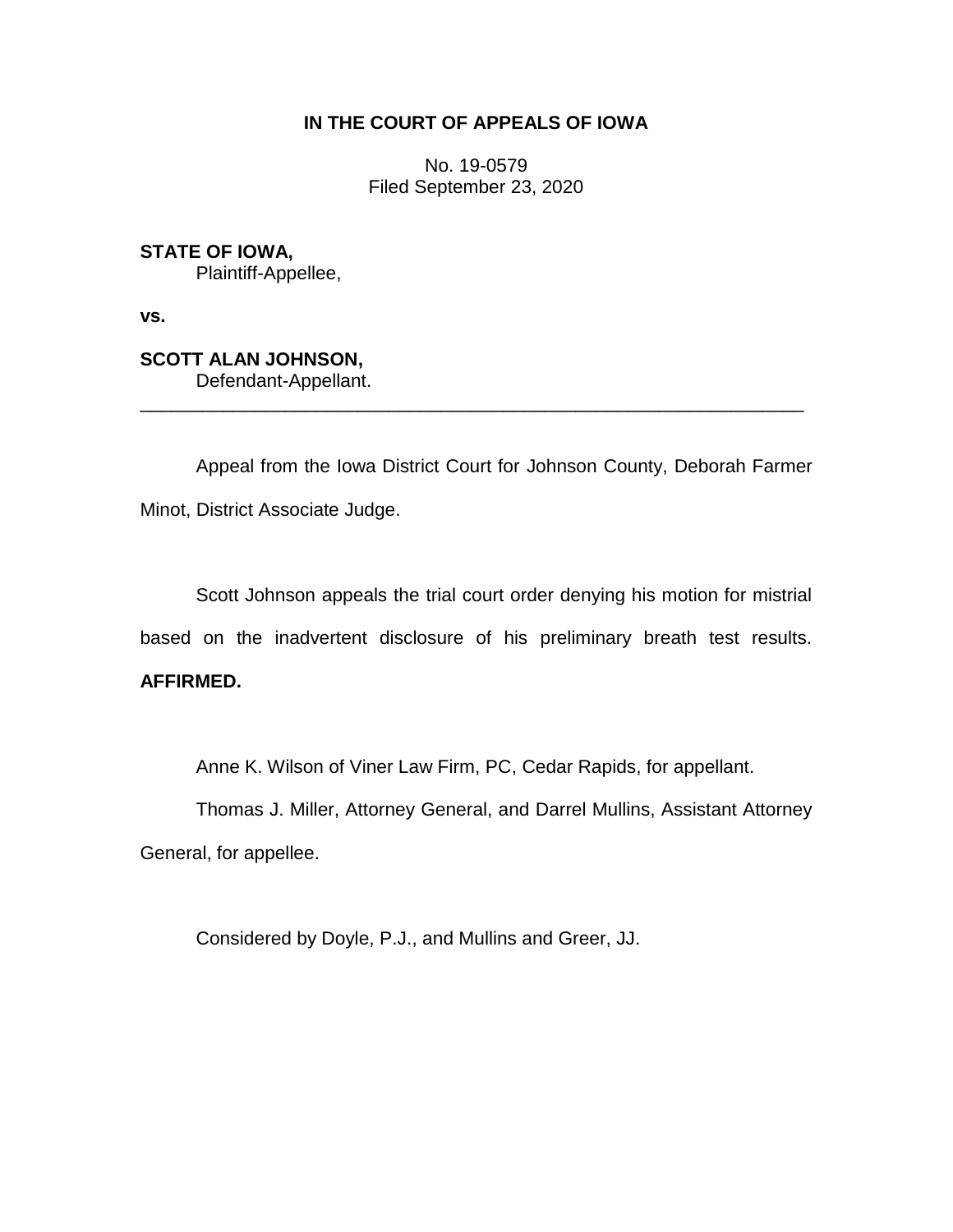**IN THE COURT OF APPEALS OF IOWA**

No. 19-0579
Filed September 23, 2020

**STATE OF IOWA,**
Plaintiff-Appellee,

**vs.**

**SCOTT ALAN JOHNSON,**
Defendant-Appellant.

---

Appeal from the Iowa District Court for Johnson County, Deborah Farmer Minot, District Associate Judge.

Scott Johnson appeals the trial court order denying his motion for mistrial based on the inadvertent disclosure of his preliminary breath test results. **AFFIRMED.**

Anne K. Wilson of Viner Law Firm, PC, Cedar Rapids, for appellant.

Thomas J. Miller, Attorney General, and Darrel Mullins, Assistant Attorney General, for appellee.

Considered by Doyle, P.J., and Mullins and Greer, JJ.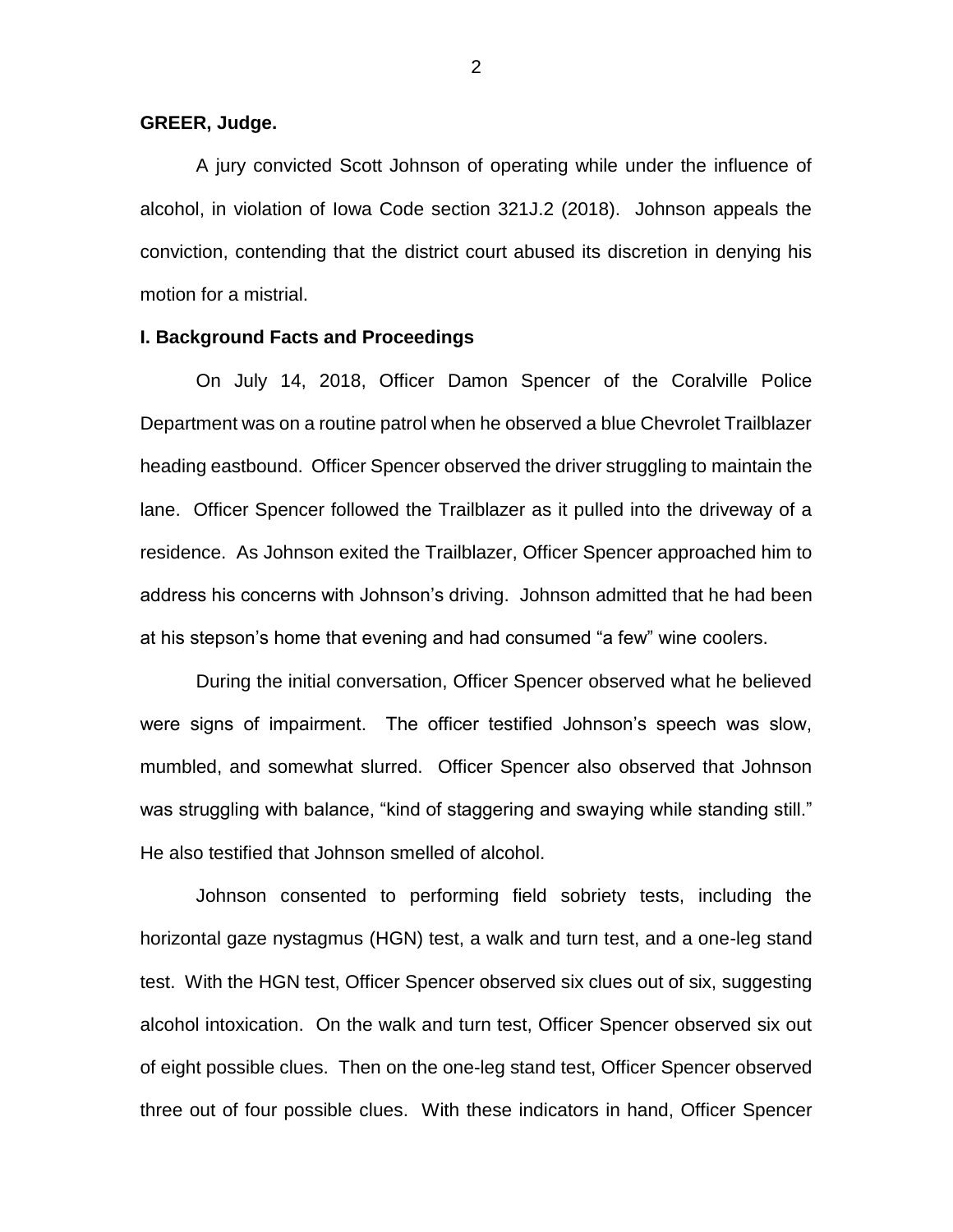**GREER, Judge.**

A jury convicted Scott Johnson of operating while under the influence of alcohol, in violation of Iowa Code section 321J.2 (2018). Johnson appeals the conviction, contending that the district court abused its discretion in denying his motion for a mistrial.

**I. Background Facts and Proceedings**

On July 14, 2018, Officer Damon Spencer of the Coralville Police Department was on a routine patrol when he observed a blue Chevrolet Trailblazer heading eastbound. Officer Spencer observed the driver struggling to maintain the lane. Officer Spencer followed the Trailblazer as it pulled into the driveway of a residence. As Johnson exited the Trailblazer, Officer Spencer approached him to address his concerns with Johnson's driving. Johnson admitted that he had been at his stepson's home that evening and had consumed "a few" wine coolers.

During the initial conversation, Officer Spencer observed what he believed were signs of impairment. The officer testified Johnson's speech was slow, mumbled, and somewhat slurred. Officer Spencer also observed that Johnson was struggling with balance, "kind of staggering and swaying while standing still." He also testified that Johnson smelled of alcohol.

Johnson consented to performing field sobriety tests, including the horizontal gaze nystagmus (HGN) test, a walk and turn test, and a one-leg stand test. With the HGN test, Officer Spencer observed six clues out of six, suggesting alcohol intoxication. On the walk and turn test, Officer Spencer observed six out of eight possible clues. Then on the one-leg stand test, Officer Spencer observed three out of four possible clues. With these indicators in hand, Officer Spencer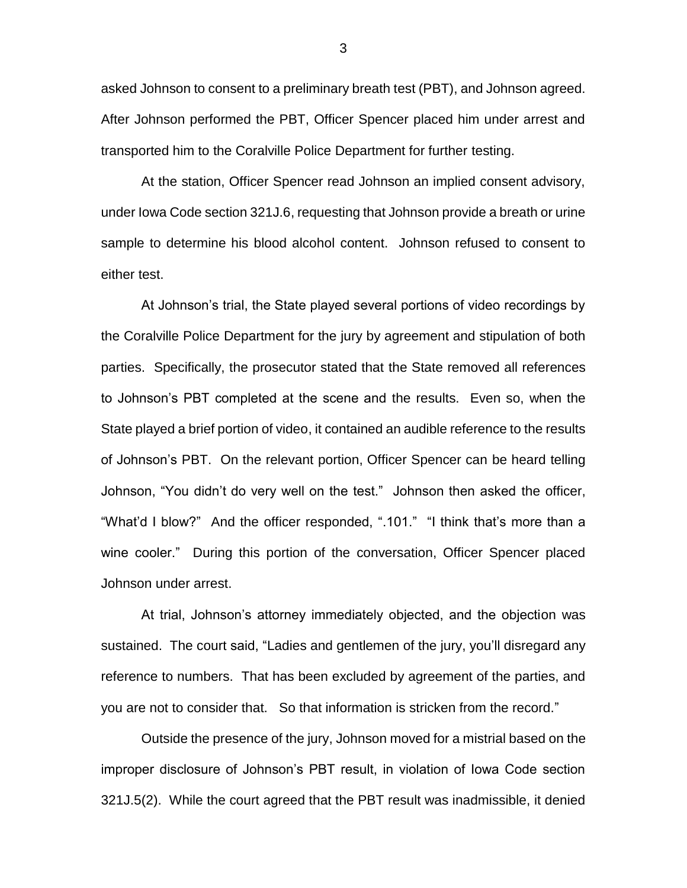asked Johnson to consent to a preliminary breath test (PBT), and Johnson agreed. After Johnson performed the PBT, Officer Spencer placed him under arrest and transported him to the Coralville Police Department for further testing.

At the station, Officer Spencer read Johnson an implied consent advisory, under Iowa Code section 321J.6, requesting that Johnson provide a breath or urine sample to determine his blood alcohol content. Johnson refused to consent to either test.

At Johnson's trial, the State played several portions of video recordings by the Coralville Police Department for the jury by agreement and stipulation of both parties. Specifically, the prosecutor stated that the State removed all references to Johnson's PBT completed at the scene and the results. Even so, when the State played a brief portion of video, it contained an audible reference to the results of Johnson's PBT. On the relevant portion, Officer Spencer can be heard telling Johnson, "You didn't do very well on the test." Johnson then asked the officer, "What'd I blow?" And the officer responded, ".101." "I think that's more than a wine cooler." During this portion of the conversation, Officer Spencer placed Johnson under arrest.

At trial, Johnson's attorney immediately objected, and the objection was sustained. The court said, "Ladies and gentlemen of the jury, you'll disregard any reference to numbers. That has been excluded by agreement of the parties, and you are not to consider that. So that information is stricken from the record."

Outside the presence of the jury, Johnson moved for a mistrial based on the improper disclosure of Johnson's PBT result, in violation of Iowa Code section 321J.5(2). While the court agreed that the PBT result was inadmissible, it denied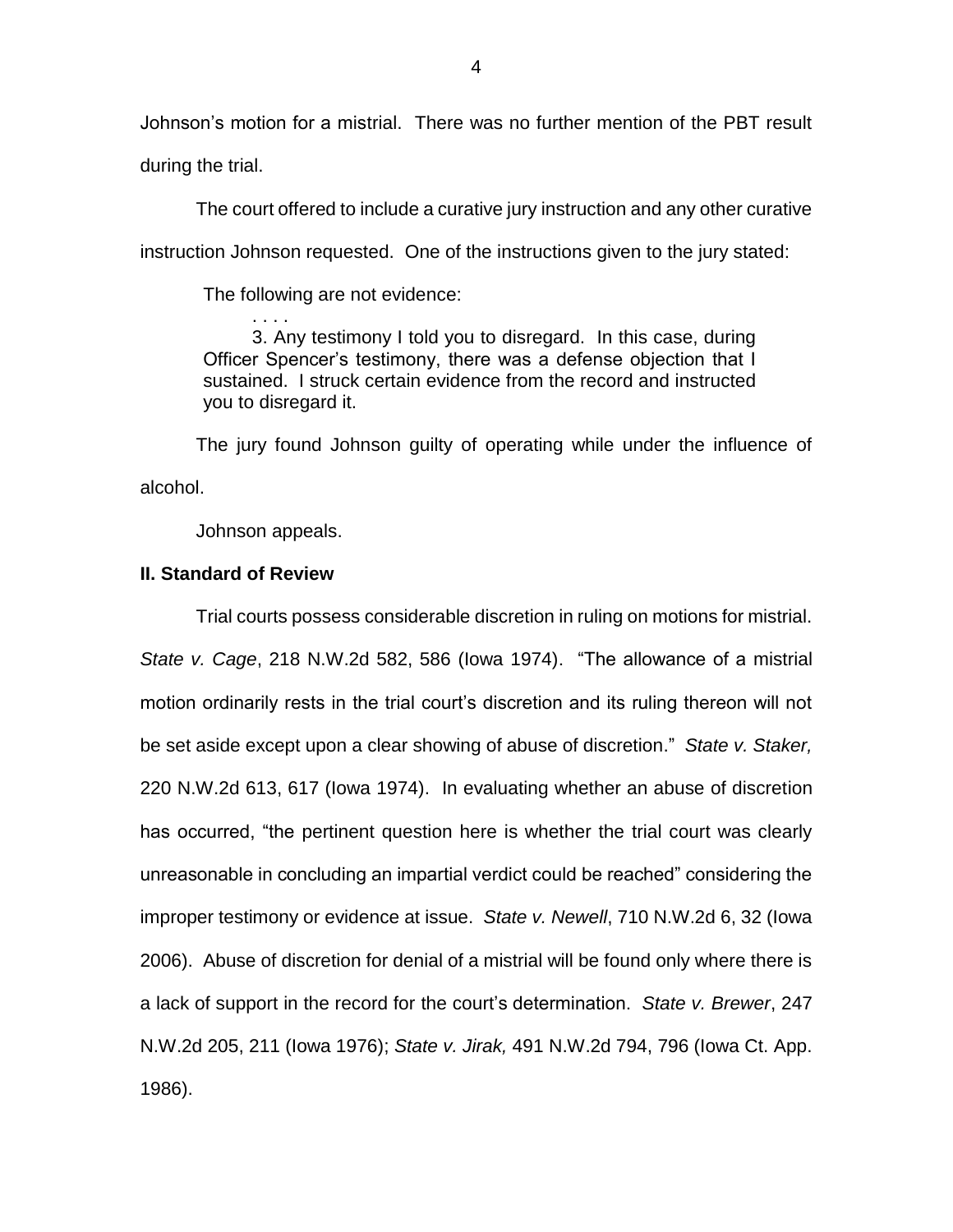Johnson's motion for a mistrial. There was no further mention of the PBT result during the trial.

The court offered to include a curative jury instruction and any other curative instruction Johnson requested. One of the instructions given to the jury stated:

> The following are not evidence:
>
> . . . .
>
> 3. Any testimony I told you to disregard. In this case, during Officer Spencer's testimony, there was a defense objection that I sustained. I struck certain evidence from the record and instructed you to disregard it.

The jury found Johnson guilty of operating while under the influence of alcohol.

Johnson appeals.

**II. Standard of Review**

Trial courts possess considerable discretion in ruling on motions for mistrial. *State v. Cage*, 218 N.W.2d 582, 586 (Iowa 1974). "The allowance of a mistrial motion ordinarily rests in the trial court's discretion and its ruling thereon will not be set aside except upon a clear showing of abuse of discretion." *State v. Staker,* 220 N.W.2d 613, 617 (Iowa 1974). In evaluating whether an abuse of discretion has occurred, "the pertinent question here is whether the trial court was clearly unreasonable in concluding an impartial verdict could be reached" considering the improper testimony or evidence at issue. *State v. Newell*, 710 N.W.2d 6, 32 (Iowa 2006). Abuse of discretion for denial of a mistrial will be found only where there is a lack of support in the record for the court's determination. *State v. Brewer*, 247 N.W.2d 205, 211 (Iowa 1976); *State v. Jirak,* 491 N.W.2d 794, 796 (Iowa Ct. App. 1986).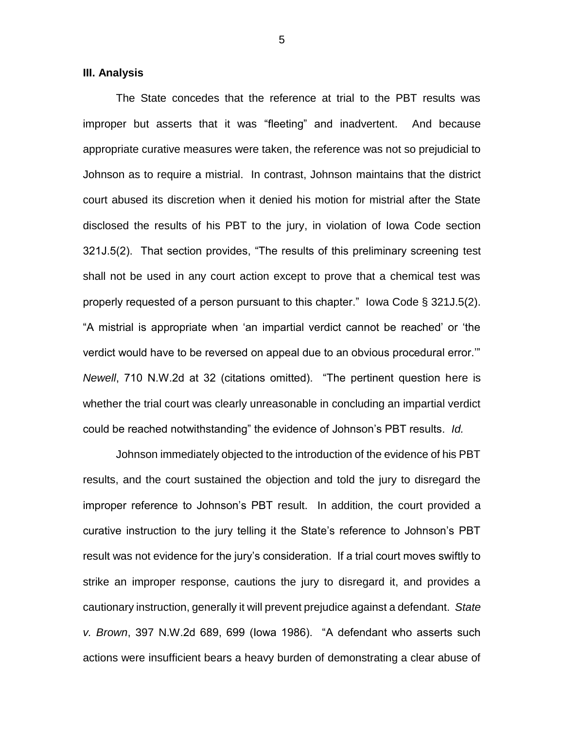### III. Analysis

The State concedes that the reference at trial to the PBT results was improper but asserts that it was "fleeting" and inadvertent. And because appropriate curative measures were taken, the reference was not so prejudicial to Johnson as to require a mistrial. In contrast, Johnson maintains that the district court abused its discretion when it denied his motion for mistrial after the State disclosed the results of his PBT to the jury, in violation of Iowa Code section 321J.5(2). That section provides, "The results of this preliminary screening test shall not be used in any court action except to prove that a chemical test was properly requested of a person pursuant to this chapter." Iowa Code § 321J.5(2). "A mistrial is appropriate when 'an impartial verdict cannot be reached' or 'the verdict would have to be reversed on appeal due to an obvious procedural error.'" *Newell*, 710 N.W.2d at 32 (citations omitted). "The pertinent question here is whether the trial court was clearly unreasonable in concluding an impartial verdict could be reached notwithstanding" the evidence of Johnson's PBT results. *Id.*

Johnson immediately objected to the introduction of the evidence of his PBT results, and the court sustained the objection and told the jury to disregard the improper reference to Johnson's PBT result. In addition, the court provided a curative instruction to the jury telling it the State's reference to Johnson's PBT result was not evidence for the jury's consideration. If a trial court moves swiftly to strike an improper response, cautions the jury to disregard it, and provides a cautionary instruction, generally it will prevent prejudice against a defendant. *State v. Brown*, 397 N.W.2d 689, 699 (Iowa 1986). "A defendant who asserts such actions were insufficient bears a heavy burden of demonstrating a clear abuse of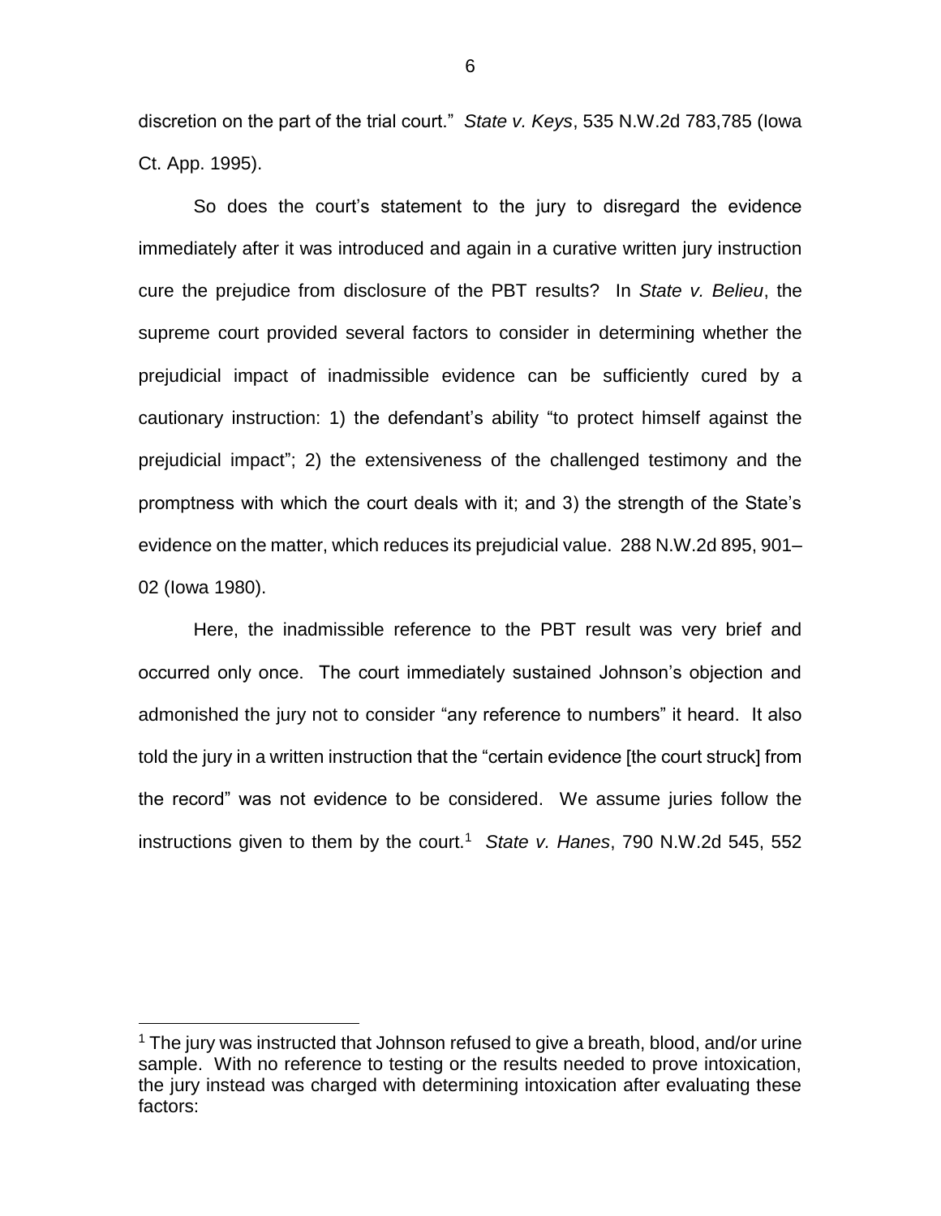discretion on the part of the trial court." *State v. Keys*, 535 N.W.2d 783,785 (Iowa Ct. App. 1995).

So does the court's statement to the jury to disregard the evidence immediately after it was introduced and again in a curative written jury instruction cure the prejudice from disclosure of the PBT results? In *State v. Belieu*, the supreme court provided several factors to consider in determining whether the prejudicial impact of inadmissible evidence can be sufficiently cured by a cautionary instruction: 1) the defendant's ability "to protect himself against the prejudicial impact"; 2) the extensiveness of the challenged testimony and the promptness with which the court deals with it; and 3) the strength of the State's evidence on the matter, which reduces its prejudicial value. 288 N.W.2d 895, 901–02 (Iowa 1980).

Here, the inadmissible reference to the PBT result was very brief and occurred only once. The court immediately sustained Johnson's objection and admonished the jury not to consider "any reference to numbers" it heard. It also told the jury in a written instruction that the "certain evidence [the court struck] from the record" was not evidence to be considered. We assume juries follow the instructions given to them by the court.[1] *State v. Hanes*, 790 N.W.2d 545, 552

[1] The jury was instructed that Johnson refused to give a breath, blood, and/or urine sample. With no reference to testing or the results needed to prove intoxication, the jury instead was charged with determining intoxication after evaluating these factors: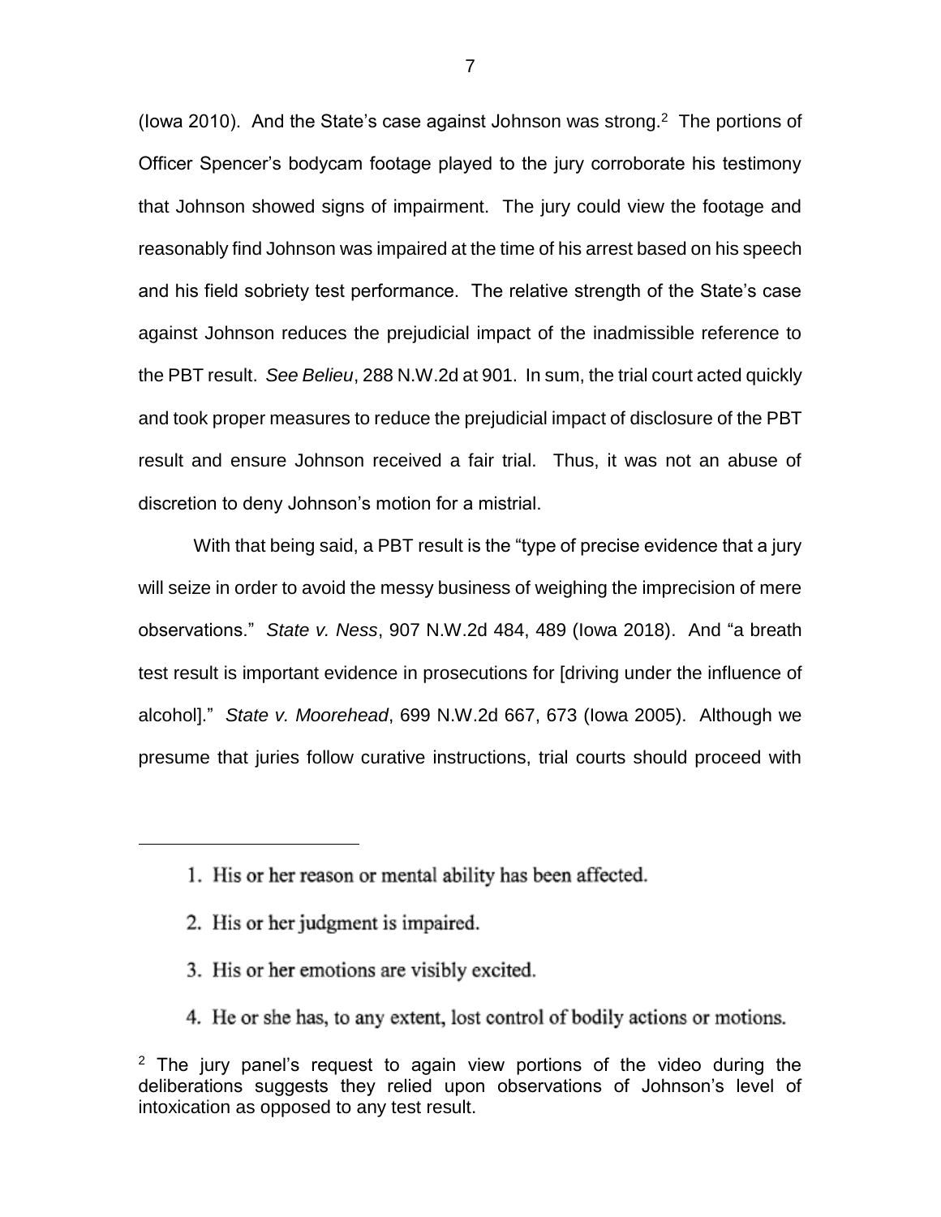(Iowa 2010). And the State's case against Johnson was strong.[2] The portions of Officer Spencer's bodycam footage played to the jury corroborate his testimony that Johnson showed signs of impairment. The jury could view the footage and reasonably find Johnson was impaired at the time of his arrest based on his speech and his field sobriety test performance. The relative strength of the State's case against Johnson reduces the prejudicial impact of the inadmissible reference to the PBT result. *See Belieu*, 288 N.W.2d at 901. In sum, the trial court acted quickly and took proper measures to reduce the prejudicial impact of disclosure of the PBT result and ensure Johnson received a fair trial. Thus, it was not an abuse of discretion to deny Johnson's motion for a mistrial.

With that being said, a PBT result is the "type of precise evidence that a jury will seize in order to avoid the messy business of weighing the imprecision of mere observations." *State v. Ness*, 907 N.W.2d 484, 489 (Iowa 2018). And "a breath test result is important evidence in prosecutions for [driving under the influence of alcohol]." *State v. Moorehead*, 699 N.W.2d 667, 673 (Iowa 2005). Although we presume that juries follow curative instructions, trial courts should proceed with

---

1. His or her reason or mental ability has been affected.
2. His or her judgment is impaired.
3. His or her emotions are visibly excited.
4. He or she has, to any extent, lost control of bodily actions or motions.

[2] The jury panel's request to again view portions of the video during the deliberations suggests they relied upon observations of Johnson's level of intoxication as opposed to any test result.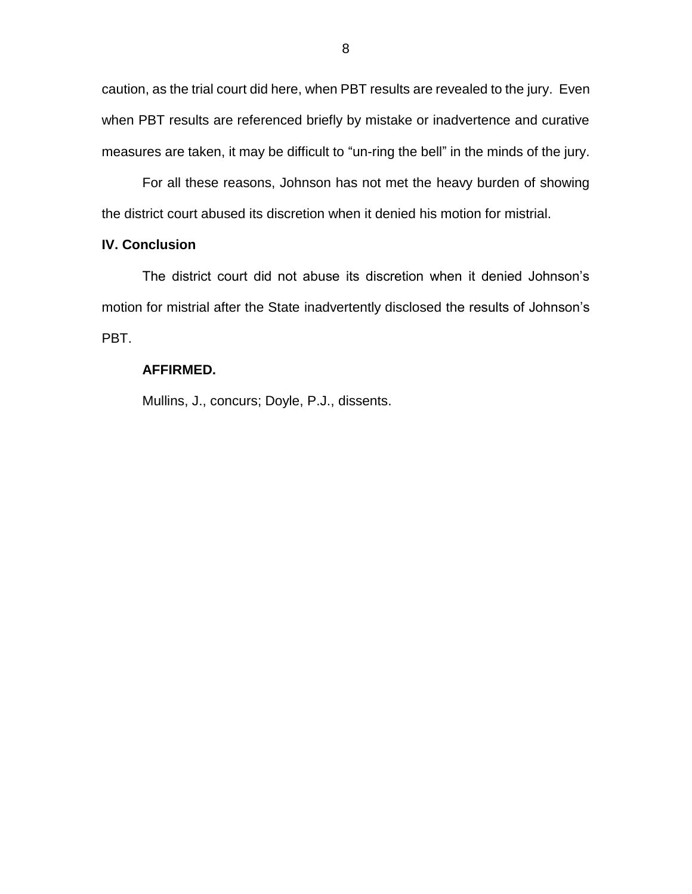caution, as the trial court did here, when PBT results are revealed to the jury. Even when PBT results are referenced briefly by mistake or inadvertence and curative measures are taken, it may be difficult to "un-ring the bell" in the minds of the jury.

For all these reasons, Johnson has not met the heavy burden of showing the district court abused its discretion when it denied his motion for mistrial.

**IV. Conclusion**

The district court did not abuse its discretion when it denied Johnson's motion for mistrial after the State inadvertently disclosed the results of Johnson's PBT.

**AFFIRMED.**

Mullins, J., concurs; Doyle, P.J., dissents.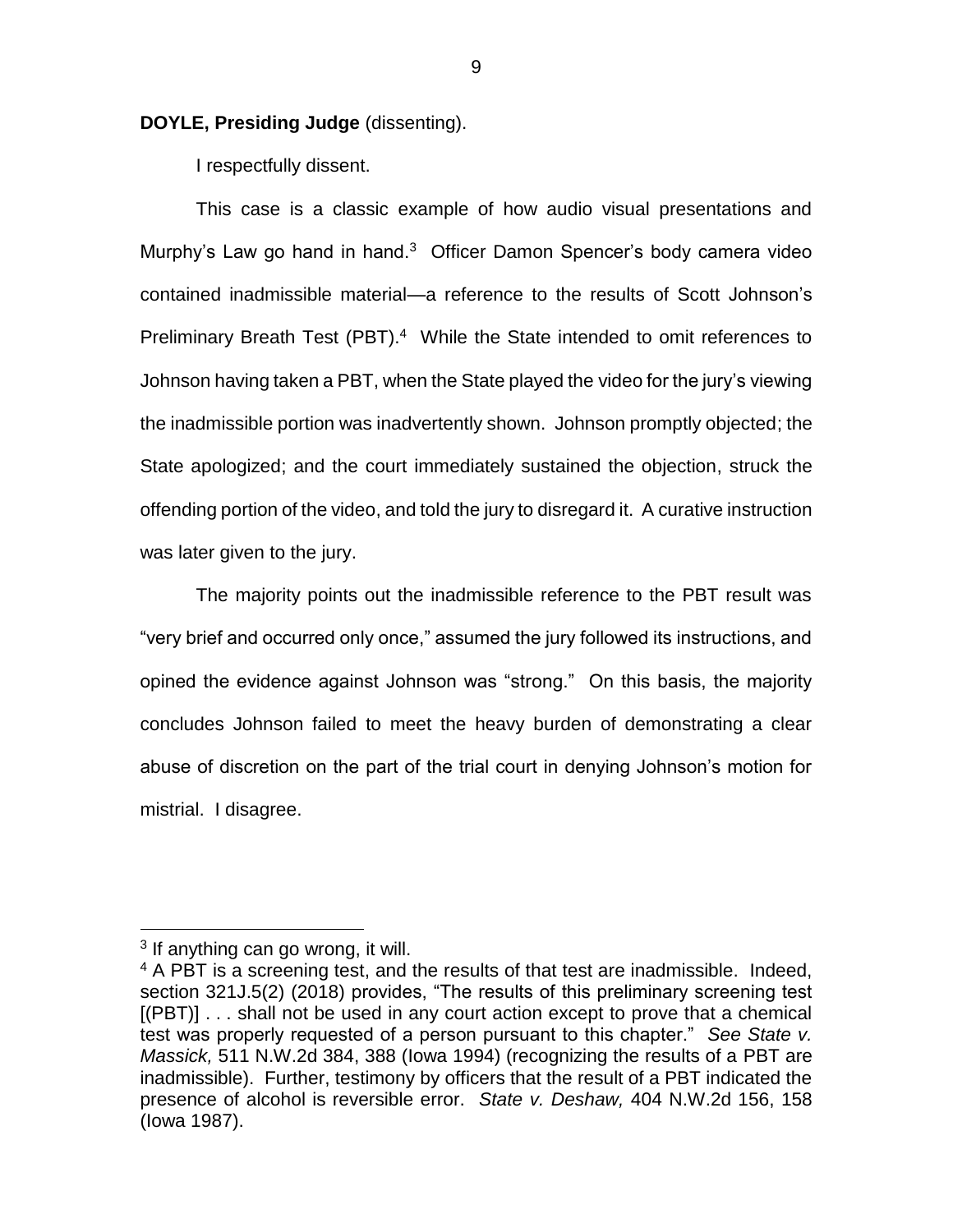**DOYLE, Presiding Judge** (dissenting).

I respectfully dissent.

This case is a classic example of how audio visual presentations and Murphy's Law go hand in hand.[3] Officer Damon Spencer's body camera video contained inadmissible material—a reference to the results of Scott Johnson's Preliminary Breath Test (PBT).[4] While the State intended to omit references to Johnson having taken a PBT, when the State played the video for the jury's viewing the inadmissible portion was inadvertently shown. Johnson promptly objected; the State apologized; and the court immediately sustained the objection, struck the offending portion of the video, and told the jury to disregard it. A curative instruction was later given to the jury.

The majority points out the inadmissible reference to the PBT result was "very brief and occurred only once," assumed the jury followed its instructions, and opined the evidence against Johnson was "strong." On this basis, the majority concludes Johnson failed to meet the heavy burden of demonstrating a clear abuse of discretion on the part of the trial court in denying Johnson's motion for mistrial. I disagree.

---

[3] If anything can go wrong, it will.

[4] A PBT is a screening test, and the results of that test are inadmissible. Indeed, section 321J.5(2) (2018) provides, "The results of this preliminary screening test [(PBT)] . . . shall not be used in any court action except to prove that a chemical test was properly requested of a person pursuant to this chapter." *See State v. Massick,* 511 N.W.2d 384, 388 (Iowa 1994) (recognizing the results of a PBT are inadmissible). Further, testimony by officers that the result of a PBT indicated the presence of alcohol is reversible error. *State v. Deshaw,* 404 N.W.2d 156, 158 (Iowa 1987).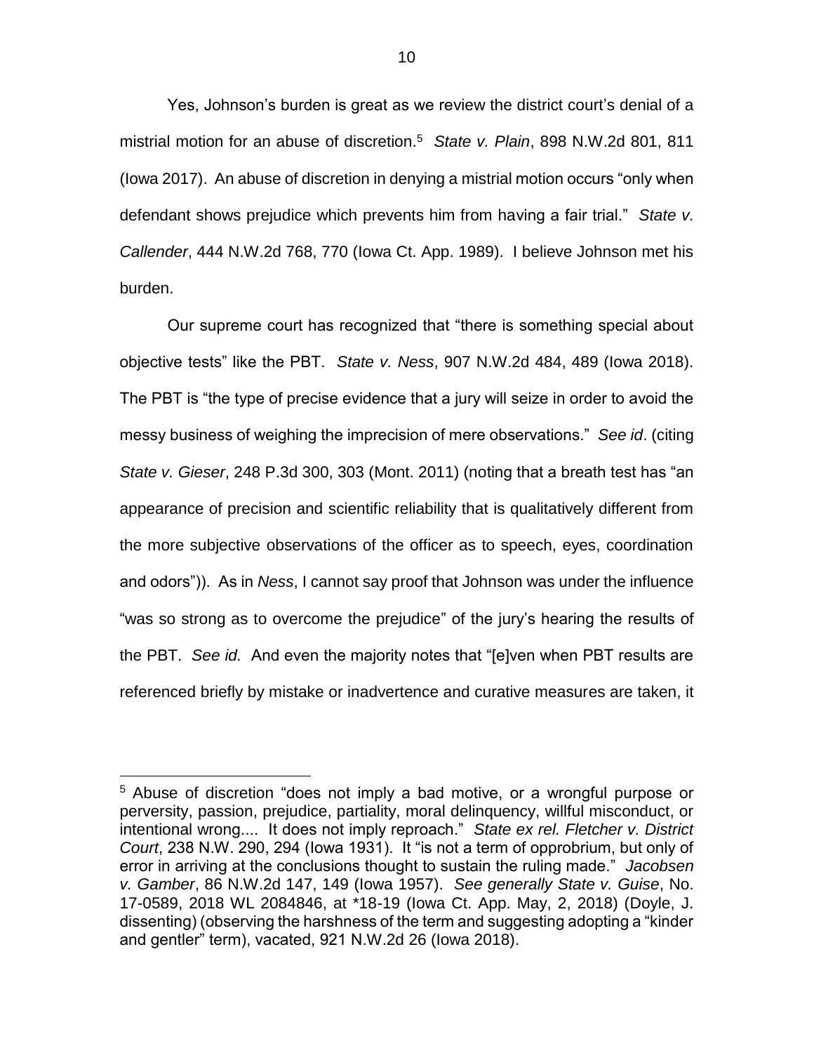Yes, Johnson's burden is great as we review the district court's denial of a mistrial motion for an abuse of discretion.[5] *State v. Plain*, 898 N.W.2d 801, 811 (Iowa 2017). An abuse of discretion in denying a mistrial motion occurs "only when defendant shows prejudice which prevents him from having a fair trial." *State v. Callender*, 444 N.W.2d 768, 770 (Iowa Ct. App. 1989). I believe Johnson met his burden.

Our supreme court has recognized that "there is something special about objective tests" like the PBT. *State v. Ness*, 907 N.W.2d 484, 489 (Iowa 2018). The PBT is "the type of precise evidence that a jury will seize in order to avoid the messy business of weighing the imprecision of mere observations." *See id*. (citing *State v. Gieser*, 248 P.3d 300, 303 (Mont. 2011) (noting that a breath test has "an appearance of precision and scientific reliability that is qualitatively different from the more subjective observations of the officer as to speech, eyes, coordination and odors")). As in *Ness*, I cannot say proof that Johnson was under the influence "was so strong as to overcome the prejudice" of the jury's hearing the results of the PBT. *See id.* And even the majority notes that "[e]ven when PBT results are referenced briefly by mistake or inadvertence and curative measures are taken, it

---

[5] Abuse of discretion "does not imply a bad motive, or a wrongful purpose or perversity, passion, prejudice, partiality, moral delinquency, willful misconduct, or intentional wrong.... It does not imply reproach." *State ex rel. Fletcher v. District Court*, 238 N.W. 290, 294 (Iowa 1931). It "is not a term of opprobrium, but only of error in arriving at the conclusions thought to sustain the ruling made." *Jacobsen v. Gamber*, 86 N.W.2d 147, 149 (Iowa 1957). *See generally State v. Guise*, No. 17-0589, 2018 WL 2084846, at \*18-19 (Iowa Ct. App. May, 2, 2018) (Doyle, J. dissenting) (observing the harshness of the term and suggesting adopting a "kinder and gentler" term), vacated, 921 N.W.2d 26 (Iowa 2018).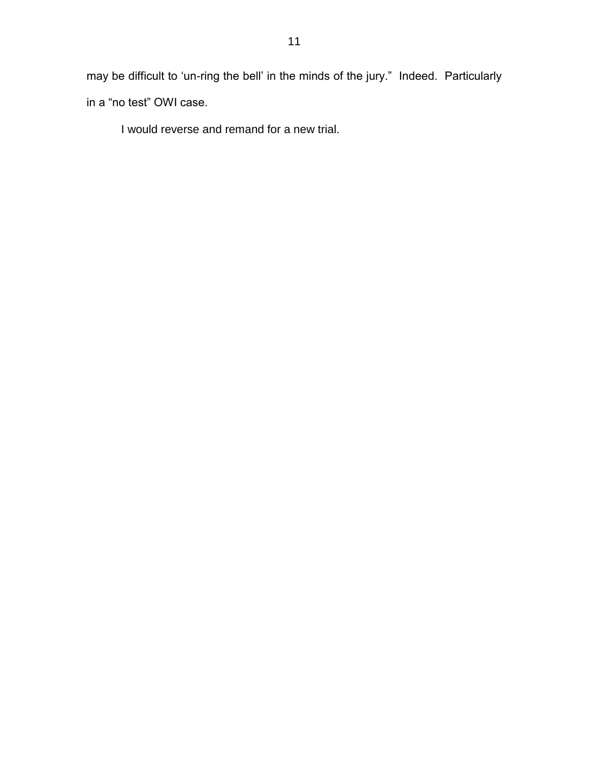may be difficult to 'un-ring the bell' in the minds of the jury." Indeed. Particularly in a "no test" OWI case.

I would reverse and remand for a new trial.